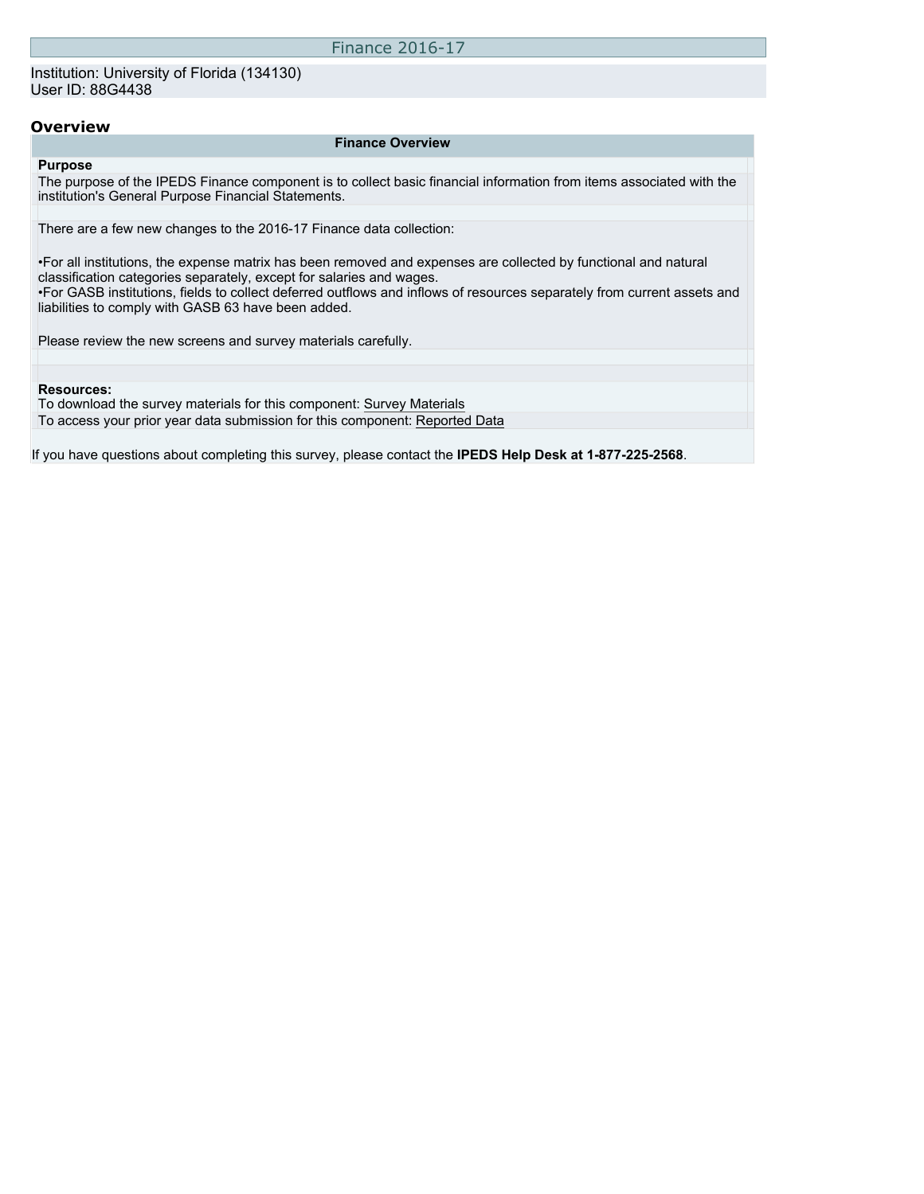# Finance 2016-17

Institution: University of Florida (134130)
User ID: 88G4438

## Overview

**Finance Overview**

**Purpose**

The purpose of the IPEDS Finance component is to collect basic financial information from items associated with the institution's General Purpose Financial Statements.

There are a few new changes to the 2016-17 Finance data collection:

- For all institutions, the expense matrix has been removed and expenses are collected by functional and natural classification categories separately, except for salaries and wages.
- For GASB institutions, fields to collect deferred outflows and inflows of resources separately from current assets and liabilities to comply with GASB 63 have been added.

Please review the new screens and survey materials carefully.

**Resources:**

To download the survey materials for this component: Survey Materials

To access your prior year data submission for this component: Reported Data

If you have questions about completing this survey, please contact the **IPEDS Help Desk at 1-877-225-2568**.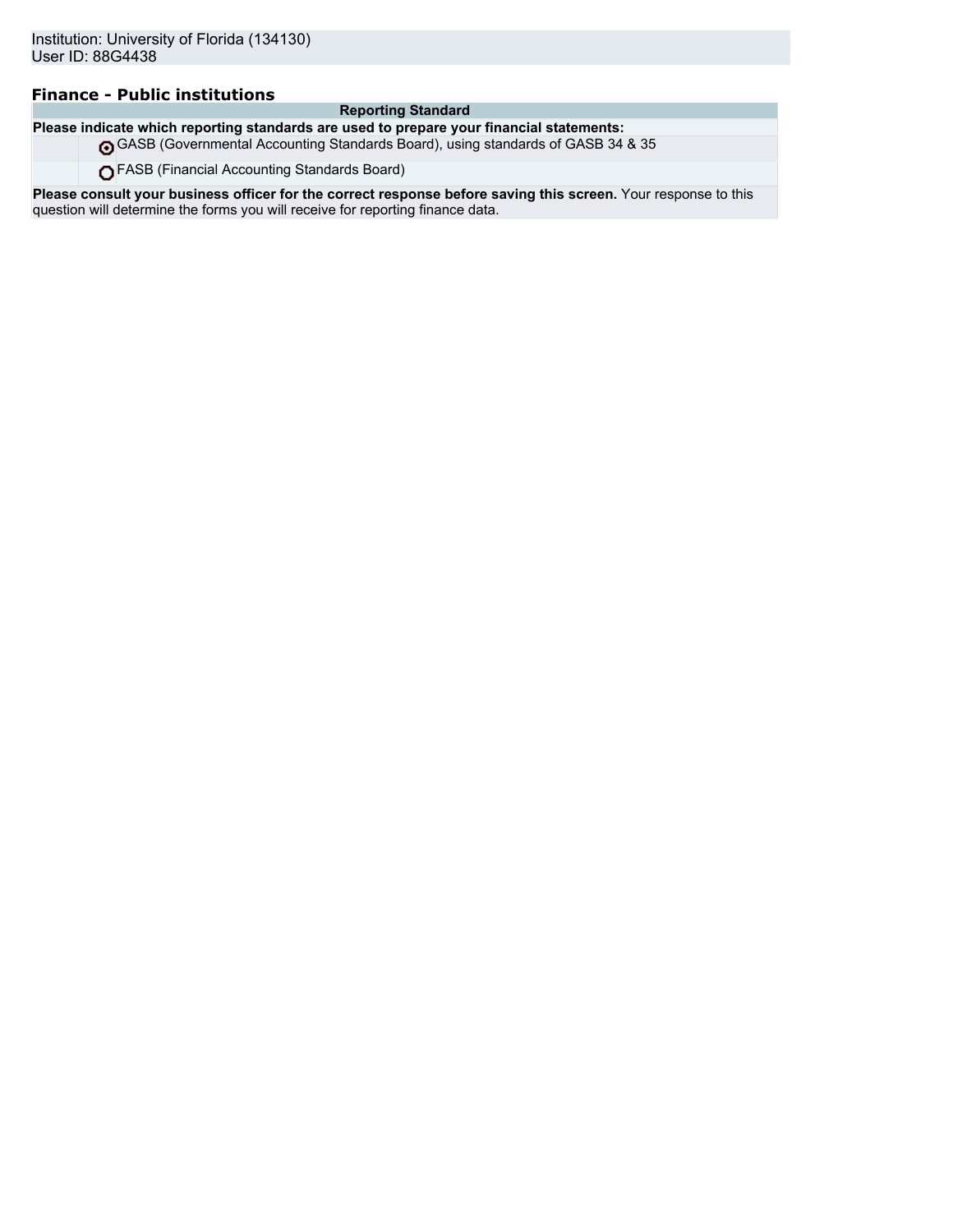Institution: University of Florida (134130)
User ID: 88G4438

## Finance - Public institutions

| Reporting Standard | |
|---|---|
| **Please indicate which reporting standards are used to prepare your financial statements:** | |
| | ◉ GASB (Governmental Accounting Standards Board), using standards of GASB 34 & 35 |
| | ○ FASB (Financial Accounting Standards Board) |
| **Please consult your business officer for the correct response before saving this screen.** Your response to this question will determine the forms you will receive for reporting finance data. | |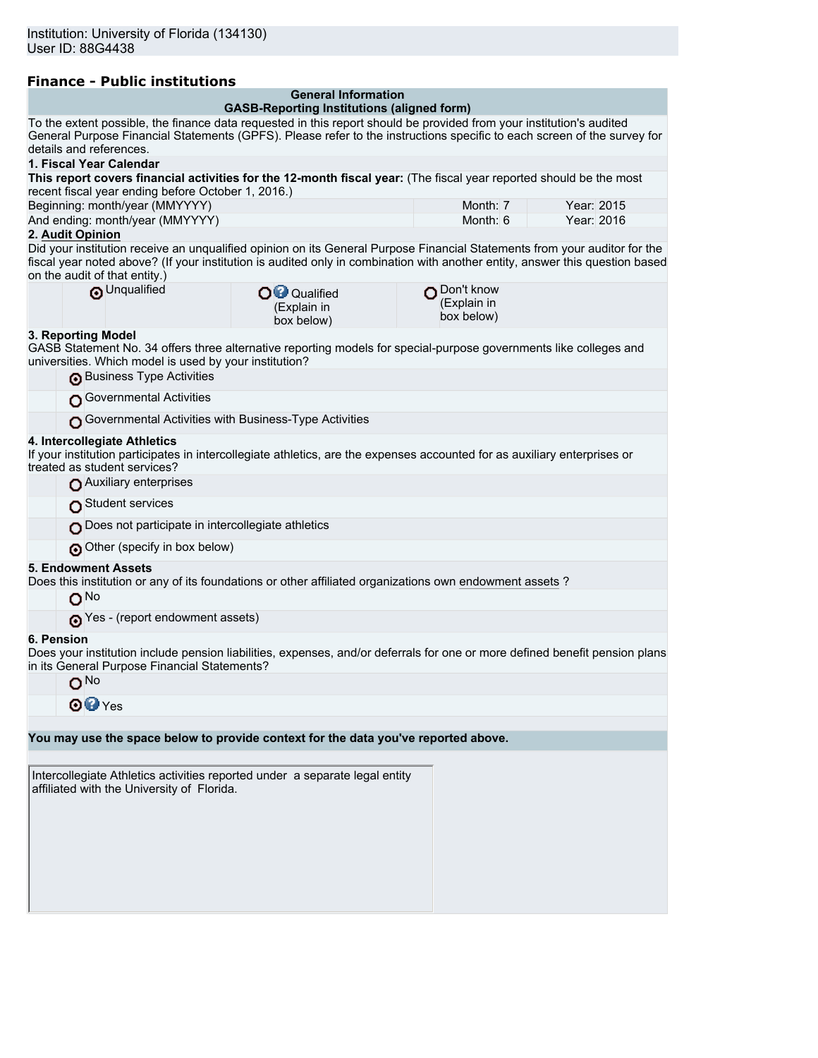Institution: University of Florida (134130)
User ID: 88G4438

## Finance - Public institutions

**General Information**
**GASB-Reporting Institutions (aligned form)**

To the extent possible, the finance data requested in this report should be provided from your institution's audited General Purpose Financial Statements (GPFS). Please refer to the instructions specific to each screen of the survey for details and references.

**1. Fiscal Year Calendar**

**This report covers financial activities for the 12-month fiscal year:** (The fiscal year reported should be the most recent fiscal year ending before October 1, 2016.)

| | Month | Year |
|---|---|---|
| Beginning: month/year (MMYYYY) | Month: 7 | Year: 2015 |
| And ending: month/year (MMYYYY) | Month: 6 | Year: 2016 |

**2. Audit Opinion**

Did your institution receive an unqualified opinion on its General Purpose Financial Statements from your auditor for the fiscal year noted above? (If your institution is audited only in combination with another entity, answer this question based on the audit of that entity.)

- (selected) Unqualified
- Qualified (Explain in box below)
- Don't know (Explain in box below)

**3. Reporting Model**

GASB Statement No. 34 offers three alternative reporting models for special-purpose governments like colleges and universities. Which model is used by your institution?

- (selected) Business Type Activities
- Governmental Activities
- Governmental Activities with Business-Type Activities

**4. Intercollegiate Athletics**

If your institution participates in intercollegiate athletics, are the expenses accounted for as auxiliary enterprises or treated as student services?

- Auxiliary enterprises
- Student services
- Does not participate in intercollegiate athletics
- (selected) Other (specify in box below)

**5. Endowment Assets**

Does this institution or any of its foundations or other affiliated organizations own endowment assets ?

- No
- (selected) Yes - (report endowment assets)

**6. Pension**

Does your institution include pension liabilities, expenses, and/or deferrals for one or more defined benefit pension plans in its General Purpose Financial Statements?

- No
- (selected) Yes

**You may use the space below to provide context for the data you've reported above.**

Intercollegiate Athletics activities reported under a separate legal entity affiliated with the University of Florida.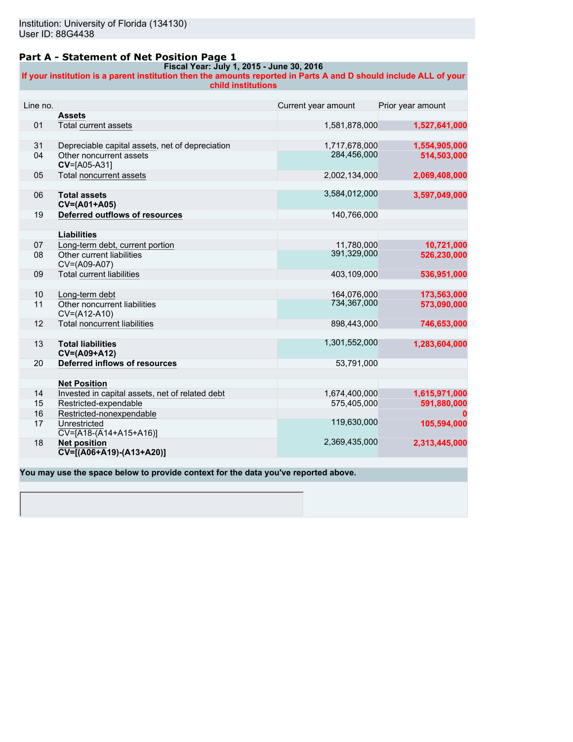Institution: University of Florida (134130)
User ID: 88G4438

## Part A - Statement of Net Position Page 1

**Fiscal Year: July 1, 2015 - June 30, 2016**

**If your institution is a parent institution then the amounts reported in Parts A and D should include ALL of your child institutions**

| Line no. | | Current year amount | Prior year amount |
|---|---|---|---|
| | **Assets** | | |
| 01 | Total current assets | 1,581,878,000 | 1,527,641,000 |
| | | | |
| 31 | Depreciable capital assets, net of depreciation | 1,717,678,000 | 1,554,905,000 |
| 04 | Other noncurrent assets **CV**=[A05-A31] | 284,456,000 | 514,503,000 |
| 05 | Total noncurrent assets | 2,002,134,000 | 2,069,408,000 |
| | | | |
| 06 | **Total assets CV=(A01+A05)** | 3,584,012,000 | 3,597,049,000 |
| 19 | **Deferred outflows of resources** | 140,766,000 | |
| | | | |
| | **Liabilities** | | |
| 07 | Long-term debt, current portion | 11,780,000 | 10,721,000 |
| 08 | Other current liabilities CV=(A09-A07) | 391,329,000 | 526,230,000 |
| 09 | Total current liabilities | 403,109,000 | 536,951,000 |
| | | | |
| 10 | Long-term debt | 164,076,000 | 173,563,000 |
| 11 | Other noncurrent liabilities CV=(A12-A10) | 734,367,000 | 573,090,000 |
| 12 | Total noncurrent liabilities | 898,443,000 | 746,653,000 |
| | | | |
| 13 | **Total liabilities CV=(A09+A12)** | 1,301,552,000 | 1,283,604,000 |
| 20 | **Deferred inflows of resources** | 53,791,000 | |
| | | | |
| | **Net Position** | | |
| 14 | Invested in capital assets, net of related debt | 1,674,400,000 | 1,615,971,000 |
| 15 | Restricted-expendable | 575,405,000 | 591,880,000 |
| 16 | Restricted-nonexpendable | | 0 |
| 17 | Unrestricted CV=[A18-(A14+A15+A16)] | 119,630,000 | 105,594,000 |
| 18 | **Net position CV=[(A06+A19)-(A13+A20)]** | 2,369,435,000 | 2,313,445,000 |

**You may use the space below to provide context for the data you've reported above.**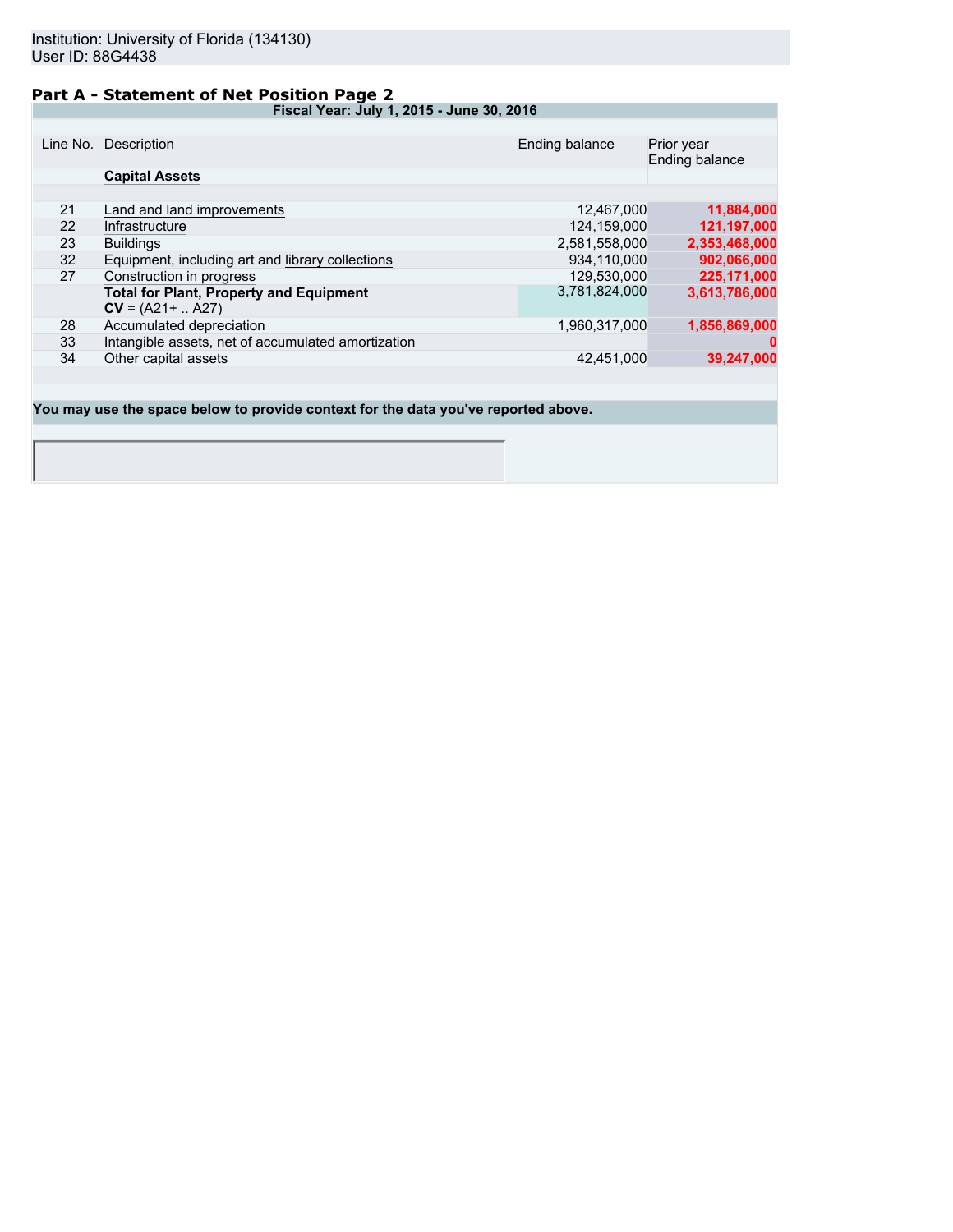Institution: University of Florida (134130)
User ID: 88G4438

## Part A - Statement of Net Position Page 2

**Fiscal Year: July 1, 2015 - June 30, 2016**

| Line No. | Description | Ending balance | Prior year Ending balance |
|---|---|---|---|
| | **Capital Assets** | | |
| 21 | Land and land improvements | 12,467,000 | 11,884,000 |
| 22 | Infrastructure | 124,159,000 | 121,197,000 |
| 23 | Buildings | 2,581,558,000 | 2,353,468,000 |
| 32 | Equipment, including art and library collections | 934,110,000 | 902,066,000 |
| 27 | Construction in progress | 129,530,000 | 225,171,000 |
| | **Total for Plant, Property and Equipment** **CV** = (A21+ .. A27) | 3,781,824,000 | 3,613,786,000 |
| 28 | Accumulated depreciation | 1,960,317,000 | 1,856,869,000 |
| 33 | Intangible assets, net of accumulated amortization | | 0 |
| 34 | Other capital assets | 42,451,000 | 39,247,000 |

**You may use the space below to provide context for the data you've reported above.**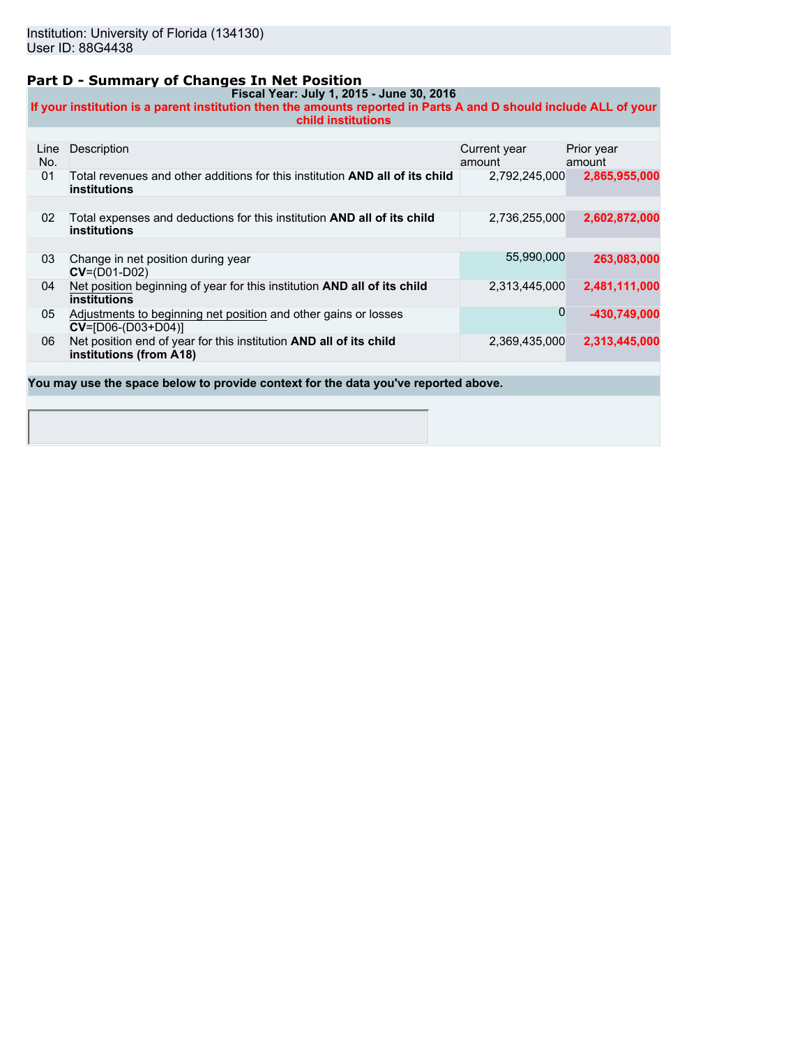Institution: University of Florida (134130)
User ID: 88G4438

## Part D - Summary of Changes In Net Position

**Fiscal Year: July 1, 2015 - June 30, 2016**

**If your institution is a parent institution then the amounts reported in Parts A and D should include ALL of your child institutions**

| Line No. | Description | Current year amount | Prior year amount |
|---|---|---|---|
| 01 | Total revenues and other additions for this institution **AND all of its child institutions** | 2,792,245,000 | **2,865,955,000** |
| 02 | Total expenses and deductions for this institution **AND all of its child institutions** | 2,736,255,000 | **2,602,872,000** |
| 03 | Change in net position during year **CV**=(D01-D02) | 55,990,000 | **263,083,000** |
| 04 | Net position beginning of year for this institution **AND all of its child institutions** | 2,313,445,000 | **2,481,111,000** |
| 05 | Adjustments to beginning net position and other gains or losses **CV**=[D06-(D03+D04)] | 0 | **-430,749,000** |
| 06 | Net position end of year for this institution **AND all of its child institutions (from A18)** | 2,369,435,000 | **2,313,445,000** |

**You may use the space below to provide context for the data you've reported above.**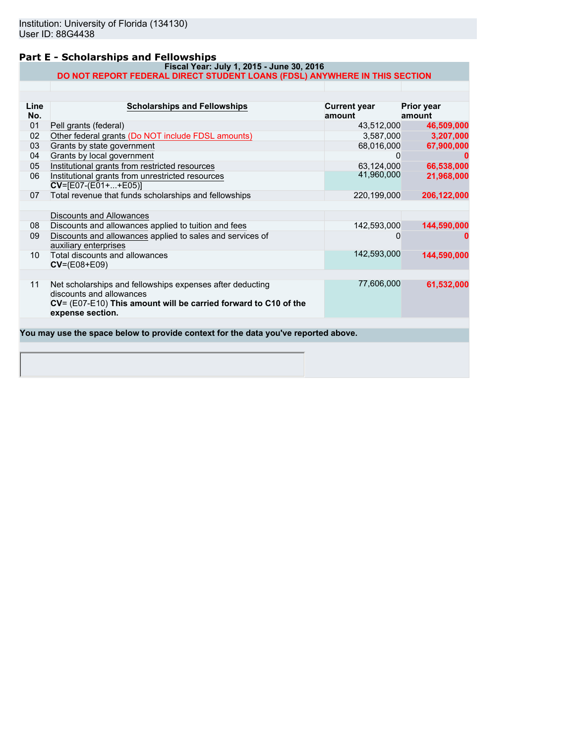Institution: University of Florida (134130)
User ID: 88G4438

## Part E - Scholarships and Fellowships

**Fiscal Year: July 1, 2015 - June 30, 2016**

**DO NOT REPORT FEDERAL DIRECT STUDENT LOANS (FDSL) ANYWHERE IN THIS SECTION**

| Line No. | Scholarships and Fellowships | Current year amount | Prior year amount |
|---|---|---|---|
| 01 | Pell grants (federal) | 43,512,000 | 46,509,000 |
| 02 | Other federal grants (Do NOT include FDSL amounts) | 3,587,000 | 3,207,000 |
| 03 | Grants by state government | 68,016,000 | 67,900,000 |
| 04 | Grants by local government | 0 | 0 |
| 05 | Institutional grants from restricted resources | 63,124,000 | 66,538,000 |
| 06 | Institutional grants from unrestricted resources **CV**=[E07-(E01+...+E05)] | 41,960,000 | 21,968,000 |
| 07 | Total revenue that funds scholarships and fellowships | 220,199,000 | 206,122,000 |
| | Discounts and Allowances | | |
| 08 | Discounts and allowances applied to tuition and fees | 142,593,000 | 144,590,000 |
| 09 | Discounts and allowances applied to sales and services of auxiliary enterprises | 0 | 0 |
| 10 | Total discounts and allowances **CV**=(E08+E09) | 142,593,000 | 144,590,000 |
| 11 | Net scholarships and fellowships expenses after deducting discounts and allowances **CV**= (E07-E10) **This amount will be carried forward to C10 of the expense section.** | 77,606,000 | 61,532,000 |

**You may use the space below to provide context for the data you've reported above.**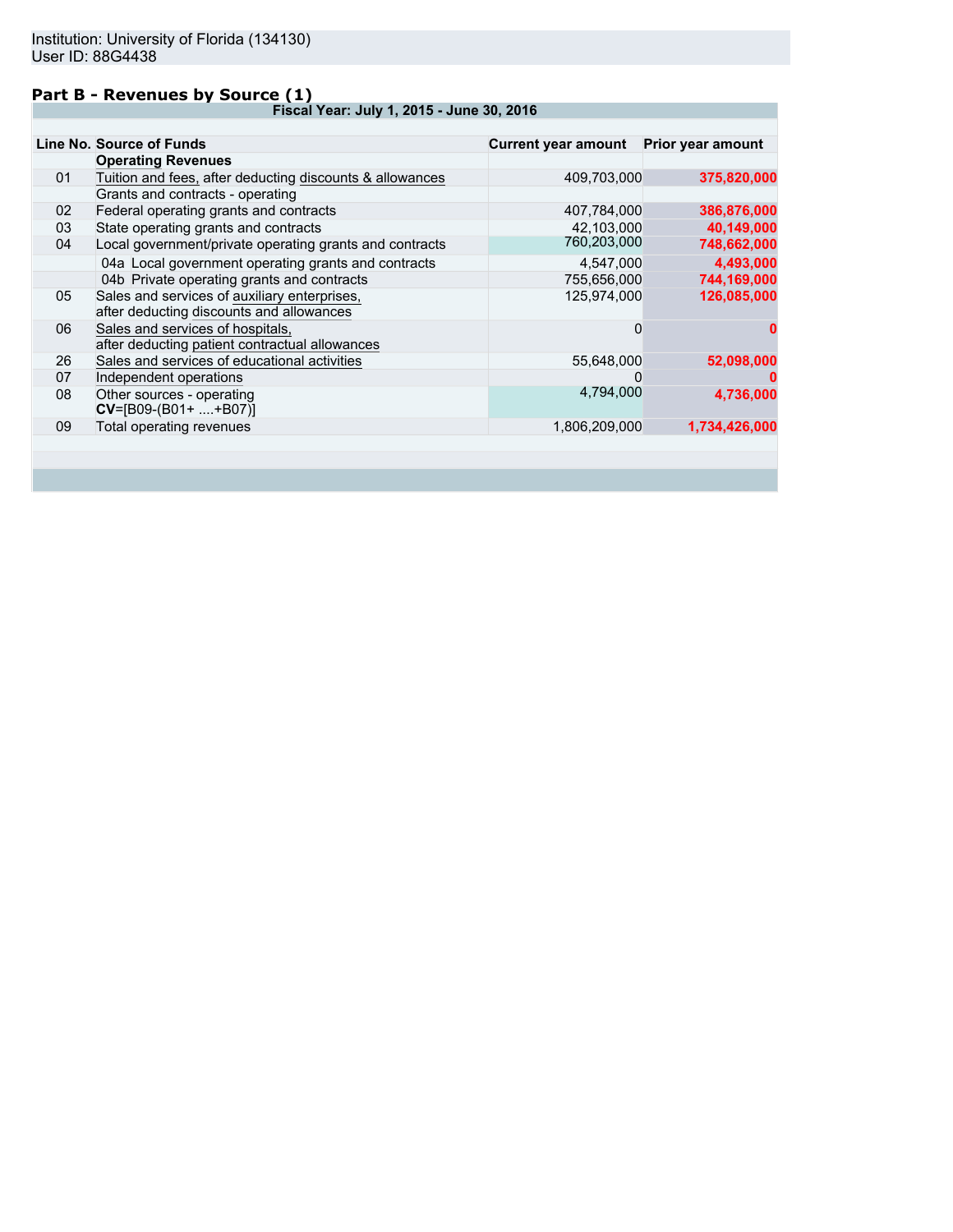Institution: University of Florida (134130)
User ID: 88G4438

## Part B - Revenues by Source (1)

| Fiscal Year: July 1, 2015 - June 30, 2016 | | | |
|---|---|---|---|
| **Line No.** | **Source of Funds** | **Current year amount** | **Prior year amount** |
| | **Operating Revenues** | | |
| 01 | Tuition and fees, after deducting discounts & allowances | 409,703,000 | 375,820,000 |
| | Grants and contracts - operating | | |
| 02 | Federal operating grants and contracts | 407,784,000 | 386,876,000 |
| 03 | State operating grants and contracts | 42,103,000 | 40,149,000 |
| 04 | Local government/private operating grants and contracts | 760,203,000 | 748,662,000 |
| | 04a Local government operating grants and contracts | 4,547,000 | 4,493,000 |
| | 04b Private operating grants and contracts | 755,656,000 | 744,169,000 |
| 05 | Sales and services of auxiliary enterprises, after deducting discounts and allowances | 125,974,000 | 126,085,000 |
| 06 | Sales and services of hospitals, after deducting patient contractual allowances | 0 | 0 |
| 26 | Sales and services of educational activities | 55,648,000 | 52,098,000 |
| 07 | Independent operations | 0 | 0 |
| 08 | Other sources - operating **CV**=[B09-(B01+ ....+B07)] | 4,794,000 | 4,736,000 |
| 09 | Total operating revenues | 1,806,209,000 | 1,734,426,000 |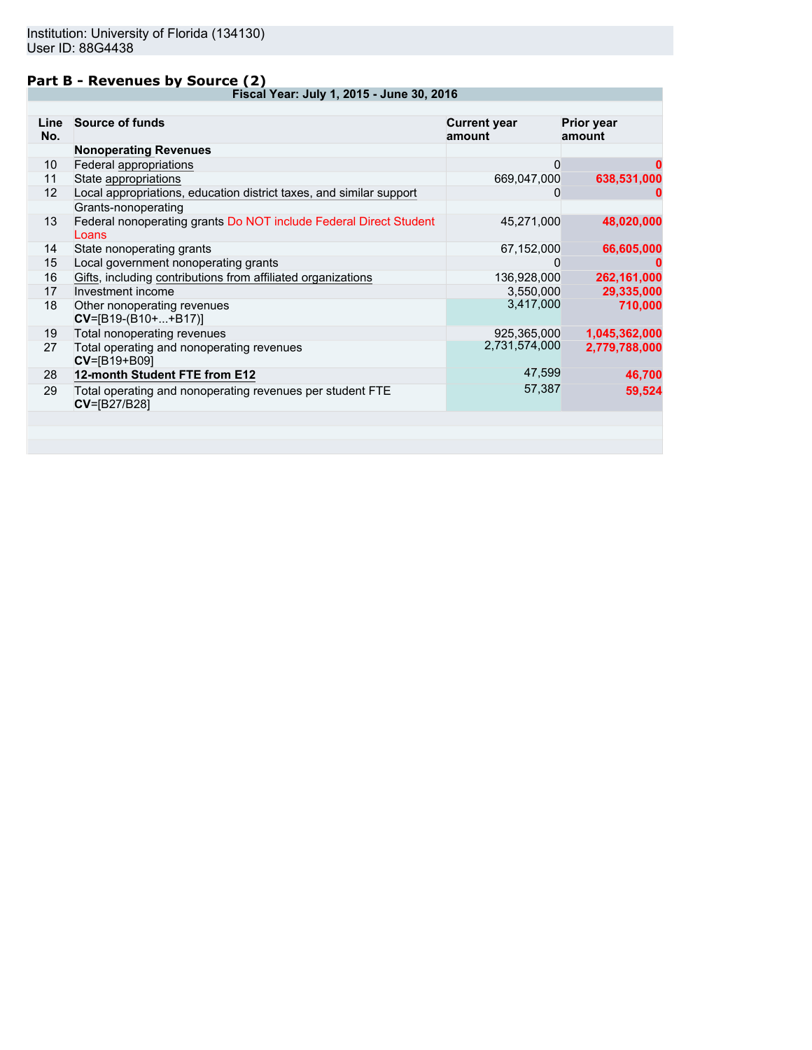Institution: University of Florida (134130)
User ID: 88G4438

## Part B - Revenues by Source (2)

| Fiscal Year: July 1, 2015 - June 30, 2016 | | | |
|---|---|---|---|
| **Line No.** | **Source of funds** | **Current year amount** | **Prior year amount** |
| | **Nonoperating Revenues** | | |
| 10 | Federal appropriations | 0 | 0 |
| 11 | State appropriations | 669,047,000 | 638,531,000 |
| 12 | Local appropriations, education district taxes, and similar support | 0 | 0 |
| | Grants-nonoperating | | |
| 13 | Federal nonoperating grants Do NOT include Federal Direct Student Loans | 45,271,000 | 48,020,000 |
| 14 | State nonoperating grants | 67,152,000 | 66,605,000 |
| 15 | Local government nonoperating grants | 0 | 0 |
| 16 | Gifts, including contributions from affiliated organizations | 136,928,000 | 262,161,000 |
| 17 | Investment income | 3,550,000 | 29,335,000 |
| 18 | Other nonoperating revenues **CV**=[B19-(B10+...+B17)] | 3,417,000 | 710,000 |
| 19 | Total nonoperating revenues | 925,365,000 | 1,045,362,000 |
| 27 | Total operating and nonoperating revenues **CV**=[B19+B09] | 2,731,574,000 | 2,779,788,000 |
| 28 | **12-month Student FTE from E12** | 47,599 | 46,700 |
| 29 | Total operating and nonoperating revenues per student FTE **CV**=[B27/B28] | 57,387 | 59,524 |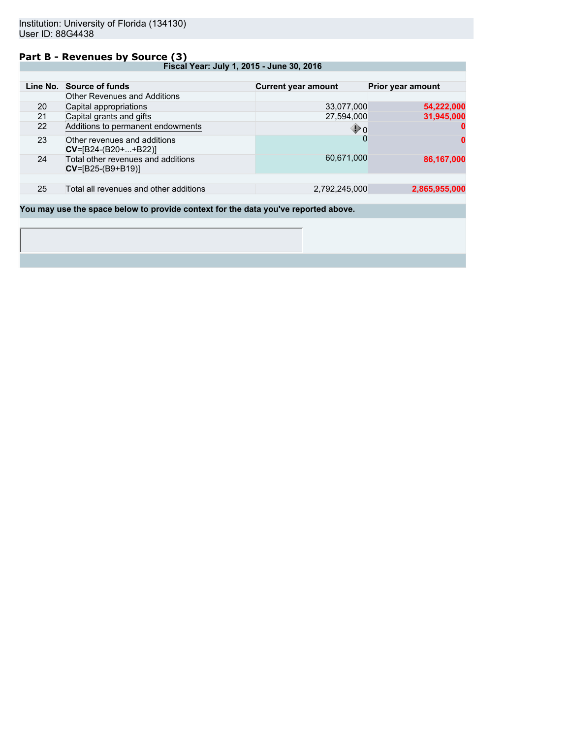Institution: University of Florida (134130)
User ID: 88G4438

## Part B - Revenues by Source (3)

Fiscal Year: July 1, 2015 - June 30, 2016

| Line No. | Source of funds | Current year amount | Prior year amount |
|---|---|---|---|
| | Other Revenues and Additions | | |
| 20 | Capital appropriations | 33,077,000 | **54,222,000** |
| 21 | Capital grants and gifts | 27,594,000 | **31,945,000** |
| 22 | Additions to permanent endowments | 0 | **0** |
| 23 | Other revenues and additions **CV**=[B24-(B20+...+B22)] | 0 | **0** |
| 24 | Total other revenues and additions **CV**=[B25-(B9+B19)] | 60,671,000 | **86,167,000** |
| | | | |
| 25 | Total all revenues and other additions | 2,792,245,000 | **2,865,955,000** |

**You may use the space below to provide context for the data you've reported above.**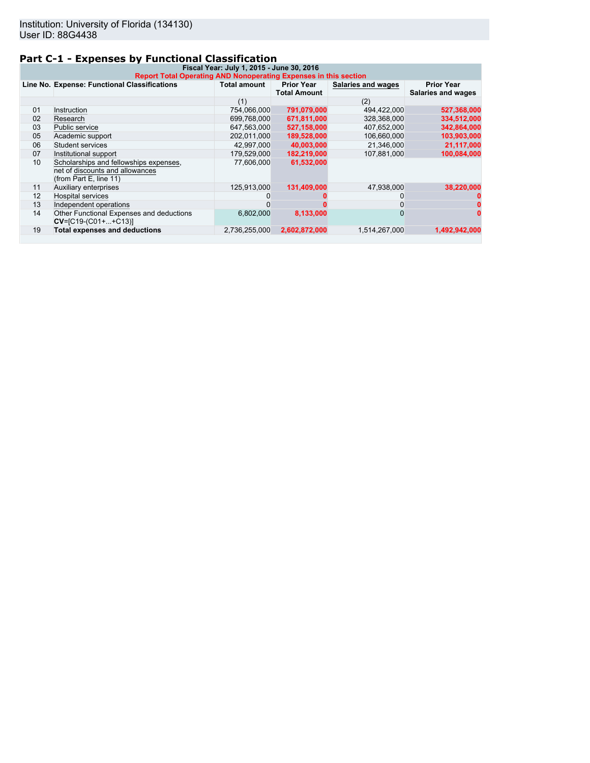Institution: University of Florida (134130)
User ID: 88G4438

## Part C-1 - Expenses by Functional Classification

**Fiscal Year: July 1, 2015 - June 30, 2016**

**Report Total Operating AND Nonoperating Expenses in this section**

| Line No. | Expense: Functional Classifications | Total amount | Prior Year Total Amount | Salaries and wages | Prior Year Salaries and wages |
|---|---|---|---|---|---|
| | | (1) | | (2) | |
| 01 | Instruction | 754,066,000 | 791,079,000 | 494,422,000 | 527,368,000 |
| 02 | Research | 699,768,000 | 671,811,000 | 328,368,000 | 334,512,000 |
| 03 | Public service | 647,563,000 | 527,158,000 | 407,652,000 | 342,864,000 |
| 05 | Academic support | 202,011,000 | 189,528,000 | 106,660,000 | 103,903,000 |
| 06 | Student services | 42,997,000 | 40,003,000 | 21,346,000 | 21,117,000 |
| 07 | Institutional support | 179,529,000 | 182,219,000 | 107,881,000 | 100,084,000 |
| 10 | Scholarships and fellowships expenses, net of discounts and allowances (from Part E, line 11) | 77,606,000 | 61,532,000 | | |
| 11 | Auxiliary enterprises | 125,913,000 | 131,409,000 | 47,938,000 | 38,220,000 |
| 12 | Hospital services | 0 | 0 | 0 | 0 |
| 13 | Independent operations | 0 | 0 | 0 | 0 |
| 14 | Other Functional Expenses and deductions **CV**=[C19-(C01+...+C13)] | 6,802,000 | 8,133,000 | 0 | 0 |
| 19 | **Total expenses and deductions** | 2,736,255,000 | 2,602,872,000 | 1,514,267,000 | 1,492,942,000 |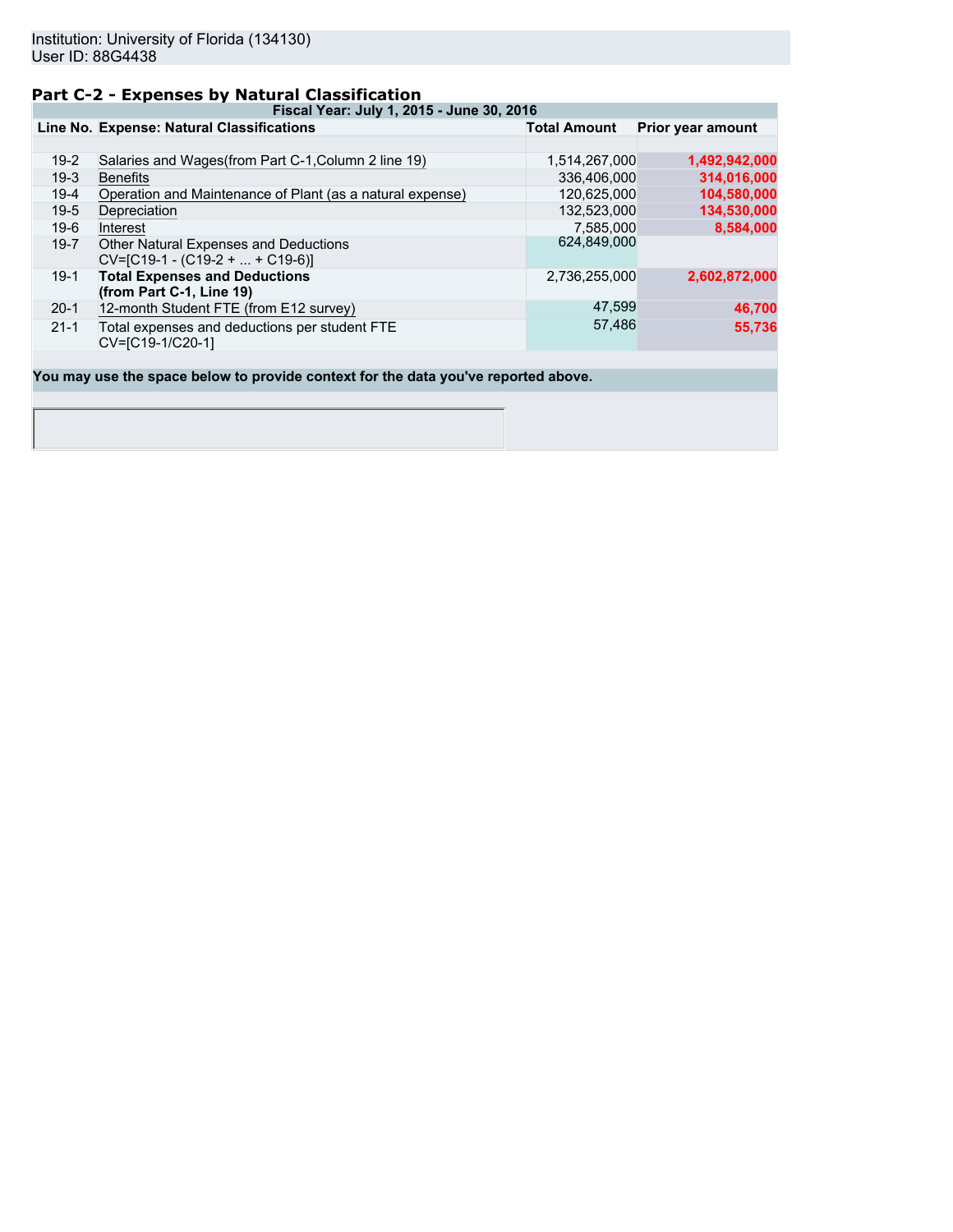Institution: University of Florida (134130)
User ID: 88G4438

## Part C-2 - Expenses by Natural Classification

| Fiscal Year: July 1, 2015 - June 30, 2016 | | | |
|---|---|---|---|
| **Line No.** | **Expense: Natural Classifications** | **Total Amount** | **Prior year amount** |
| | | | |
| 19-2 | Salaries and Wages(from Part C-1,Column 2 line 19) | 1,514,267,000 | **1,492,942,000** |
| 19-3 | Benefits | 336,406,000 | **314,016,000** |
| 19-4 | Operation and Maintenance of Plant (as a natural expense) | 120,625,000 | **104,580,000** |
| 19-5 | Depreciation | 132,523,000 | **134,530,000** |
| 19-6 | Interest | 7,585,000 | **8,584,000** |
| 19-7 | Other Natural Expenses and Deductions CV=[C19-1 - (C19-2 + ... + C19-6)] | 624,849,000 | |
| 19-1 | **Total Expenses and Deductions (from Part C-1, Line 19)** | 2,736,255,000 | **2,602,872,000** |
| 20-1 | 12-month Student FTE (from E12 survey) | 47,599 | **46,700** |
| 21-1 | Total expenses and deductions per student FTE CV=[C19-1/C20-1] | 57,486 | **55,736** |

**You may use the space below to provide context for the data you've reported above.**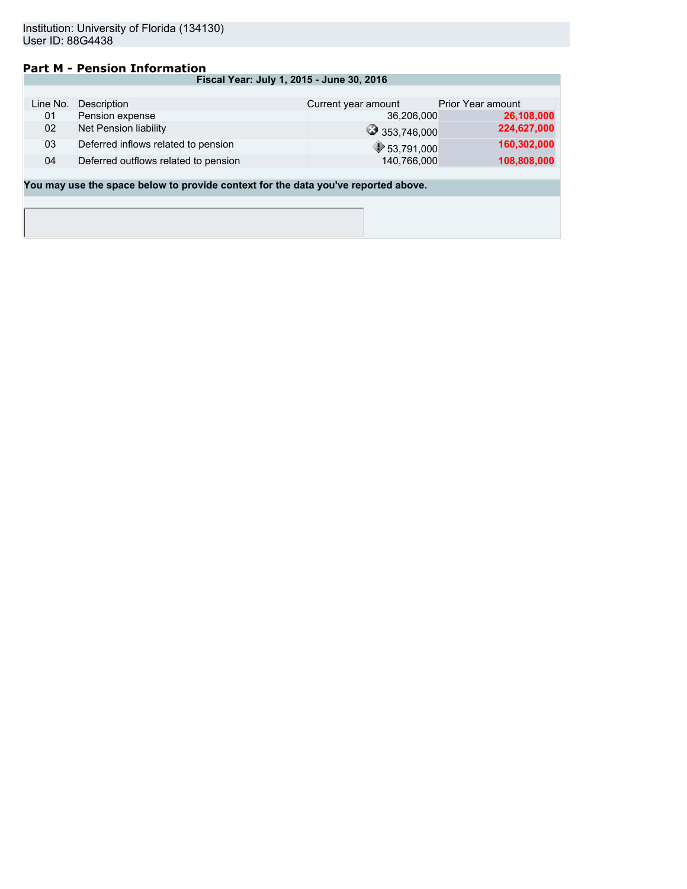Institution: University of Florida (134130)
User ID: 88G4438

## Part M - Pension Information

**Fiscal Year: July 1, 2015 - June 30, 2016**

| Line No. | Description | Current year amount | Prior Year amount |
|---|---|---|---|
| 01 | Pension expense | 36,206,000 | **26,108,000** |
| 02 | Net Pension liability | 353,746,000 | **224,627,000** |
| 03 | Deferred inflows related to pension | 53,791,000 | **160,302,000** |
| 04 | Deferred outflows related to pension | 140,766,000 | **108,808,000** |

**You may use the space below to provide context for the data you've reported above.**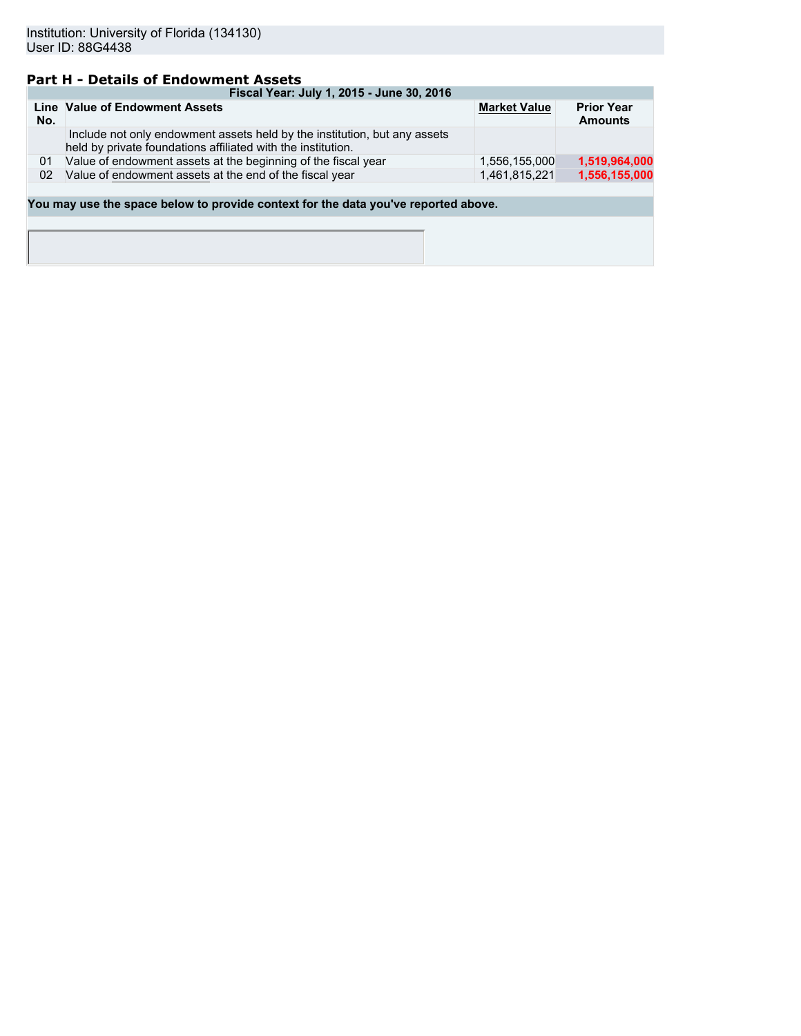Institution: University of Florida (134130)
User ID: 88G4438

## Part H - Details of Endowment Assets

| Fiscal Year: July 1, 2015 - June 30, 2016 | | | |
|---|---|---|---|
| Line No. | Value of Endowment Assets | Market Value | Prior Year Amounts |
| | Include not only endowment assets held by the institution, but any assets held by private foundations affiliated with the institution. | | |
| 01 | Value of endowment assets at the beginning of the fiscal year | 1,556,155,000 | **1,519,964,000** |
| 02 | Value of endowment assets at the end of the fiscal year | 1,461,815,221 | **1,556,155,000** |

**You may use the space below to provide context for the data you've reported above.**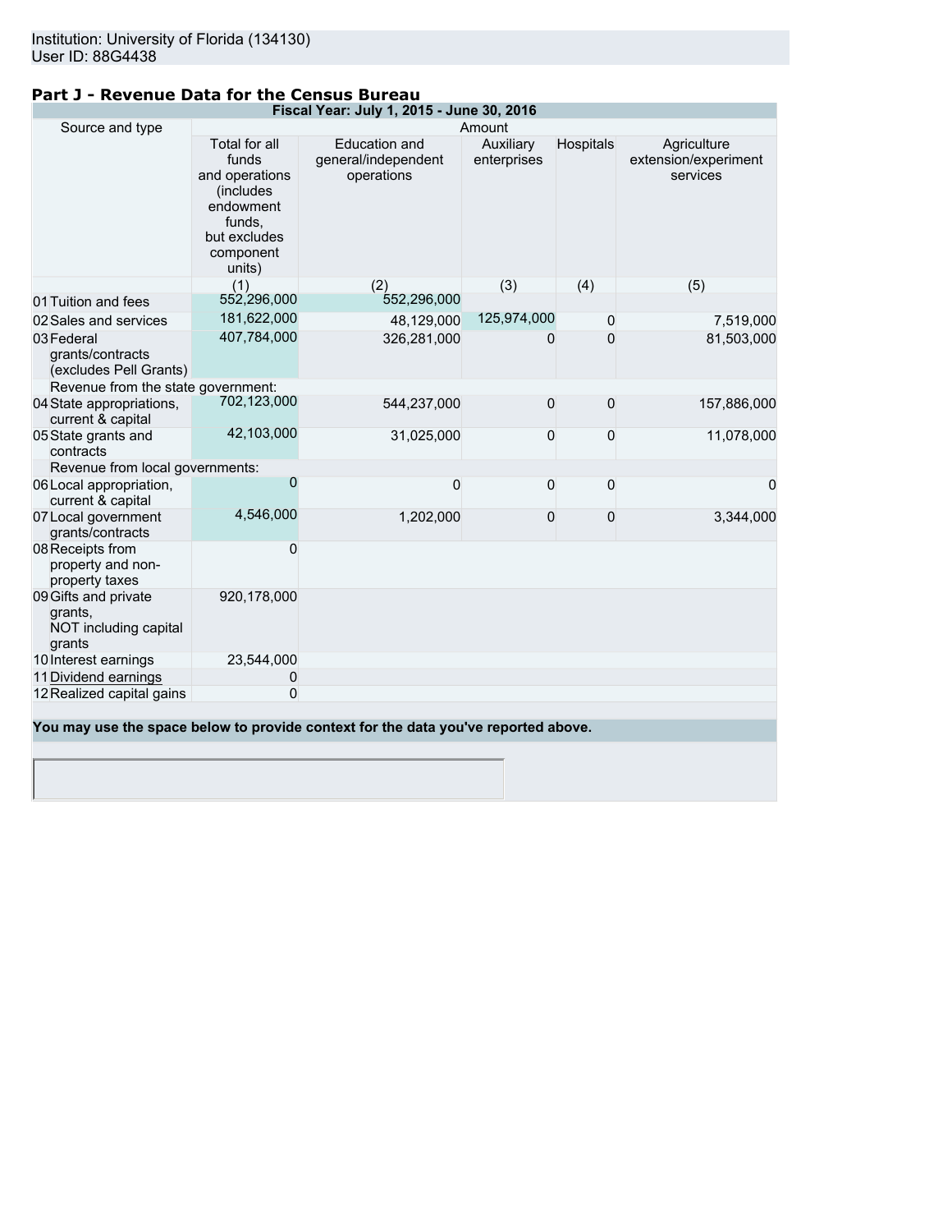Institution: University of Florida (134130)
User ID: 88G4438

## Part J - Revenue Data for the Census Bureau

| Fiscal Year: July 1, 2015 - June 30, 2016 | | | | | |
|---|---|---|---|---|---|
| Source and type | Amount | | | | |
| | Total for all funds and operations (includes endowment funds, but excludes component units) | Education and general/independent operations | Auxiliary enterprises | Hospitals | Agriculture extension/experiment services |
| | (1) | (2) | (3) | (4) | (5) |
| 01 Tuition and fees | 552,296,000 | 552,296,000 | | | |
| 02 Sales and services | 181,622,000 | 48,129,000 | 125,974,000 | 0 | 7,519,000 |
| 03 Federal grants/contracts (excludes Pell Grants) | 407,784,000 | 326,281,000 | 0 | 0 | 81,503,000 |
| Revenue from the state government: | | | | | |
| 04 State appropriations, current & capital | 702,123,000 | 544,237,000 | 0 | 0 | 157,886,000 |
| 05 State grants and contracts | 42,103,000 | 31,025,000 | 0 | 0 | 11,078,000 |
| Revenue from local governments: | | | | | |
| 06 Local appropriation, current & capital | 0 | 0 | 0 | 0 | 0 |
| 07 Local government grants/contracts | 4,546,000 | 1,202,000 | 0 | 0 | 3,344,000 |
| 08 Receipts from property and non-property taxes | 0 | | | | |
| 09 Gifts and private grants, NOT including capital grants | 920,178,000 | | | | |
| 10 Interest earnings | 23,544,000 | | | | |
| 11 Dividend earnings | 0 | | | | |
| 12 Realized capital gains | 0 | | | | |

**You may use the space below to provide context for the data you've reported above.**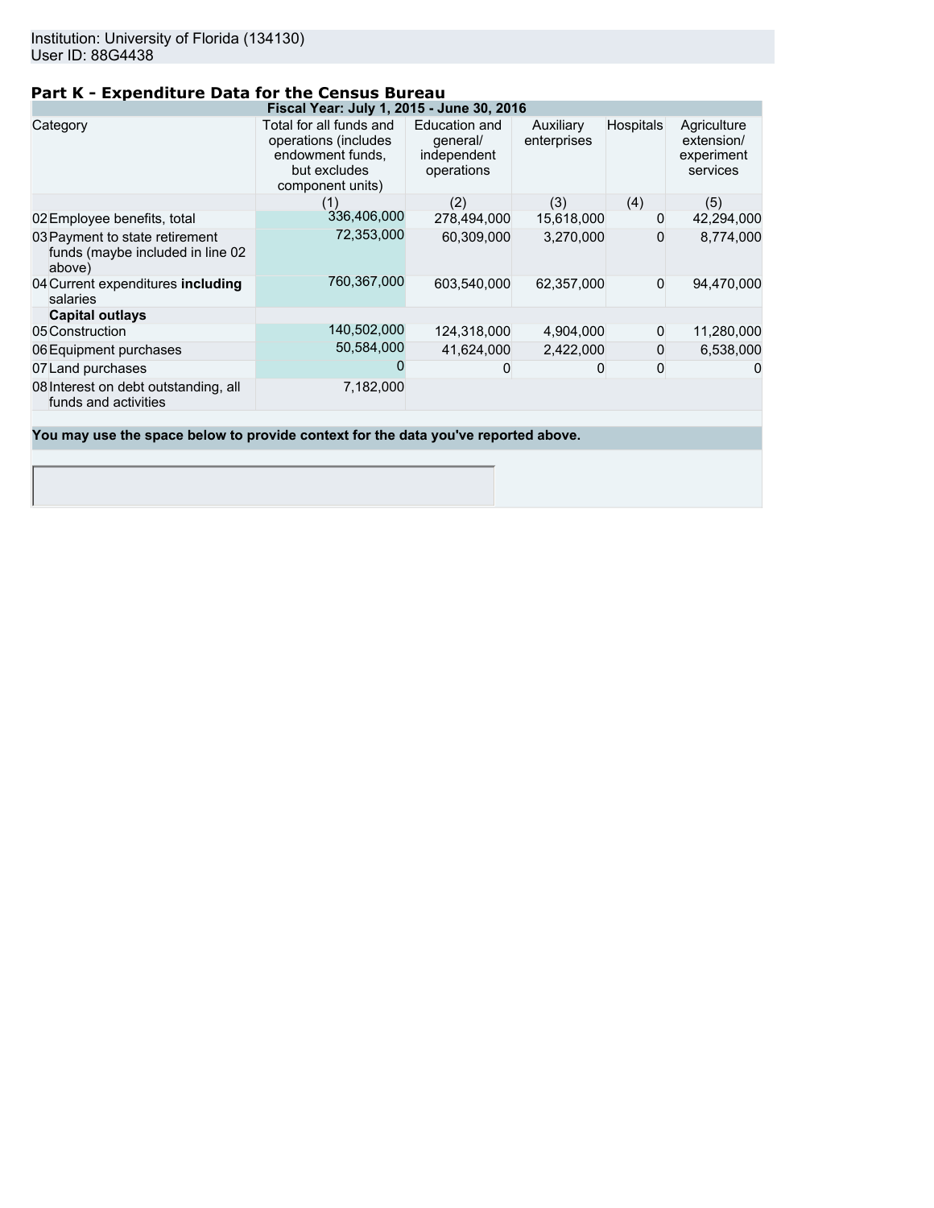Institution: University of Florida (134130)
User ID: 88G4438

## Part K - Expenditure Data for the Census Bureau

| Fiscal Year: July 1, 2015 - June 30, 2016 | | | | | |
|---|---|---|---|---|---|
| Category | Total for all funds and operations (includes endowment funds, but excludes component units) | Education and general/ independent operations | Auxiliary enterprises | Hospitals | Agriculture extension/ experiment services |
| | (1) | (2) | (3) | (4) | (5) |
| 02 Employee benefits, total | 336,406,000 | 278,494,000 | 15,618,000 | 0 | 42,294,000 |
| 03 Payment to state retirement funds (maybe included in line 02 above) | 72,353,000 | 60,309,000 | 3,270,000 | 0 | 8,774,000 |
| 04 Current expenditures **including** salaries | 760,367,000 | 603,540,000 | 62,357,000 | 0 | 94,470,000 |
| **Capital outlays** | | | | | |
| 05 Construction | 140,502,000 | 124,318,000 | 4,904,000 | 0 | 11,280,000 |
| 06 Equipment purchases | 50,584,000 | 41,624,000 | 2,422,000 | 0 | 6,538,000 |
| 07 Land purchases | 0 | 0 | 0 | 0 | 0 |
| 08 Interest on debt outstanding, all funds and activities | 7,182,000 | | | | |

**You may use the space below to provide context for the data you've reported above.**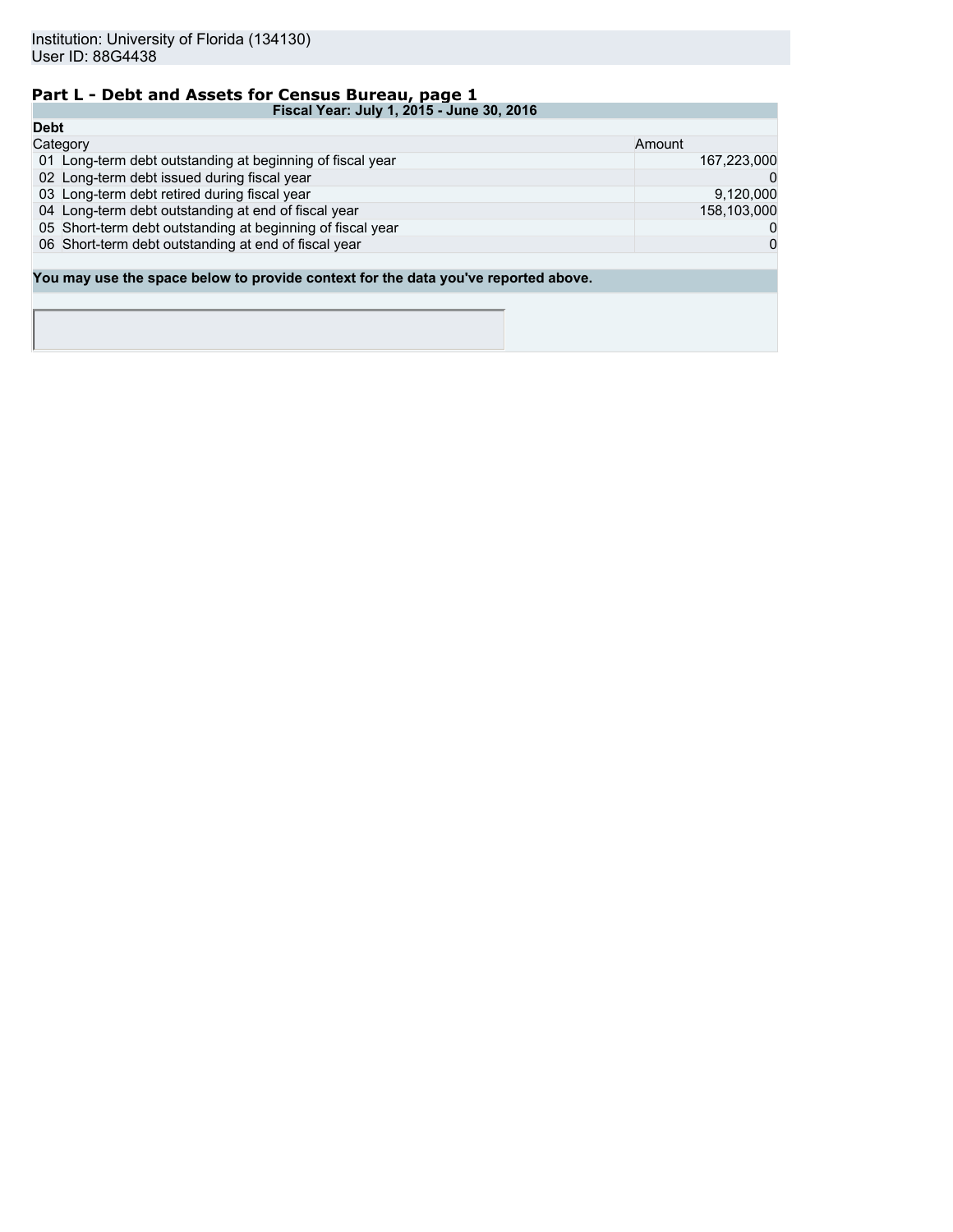Institution: University of Florida (134130)
User ID: 88G4438

## Part L - Debt and Assets for Census Bureau, page 1

| Fiscal Year: July 1, 2015 - June 30, 2016 | |
|---|---|
| **Debt** | |
| Category | Amount |
| 01 Long-term debt outstanding at beginning of fiscal year | 167,223,000 |
| 02 Long-term debt issued during fiscal year | 0 |
| 03 Long-term debt retired during fiscal year | 9,120,000 |
| 04 Long-term debt outstanding at end of fiscal year | 158,103,000 |
| 05 Short-term debt outstanding at beginning of fiscal year | 0 |
| 06 Short-term debt outstanding at end of fiscal year | 0 |

**You may use the space below to provide context for the data you've reported above.**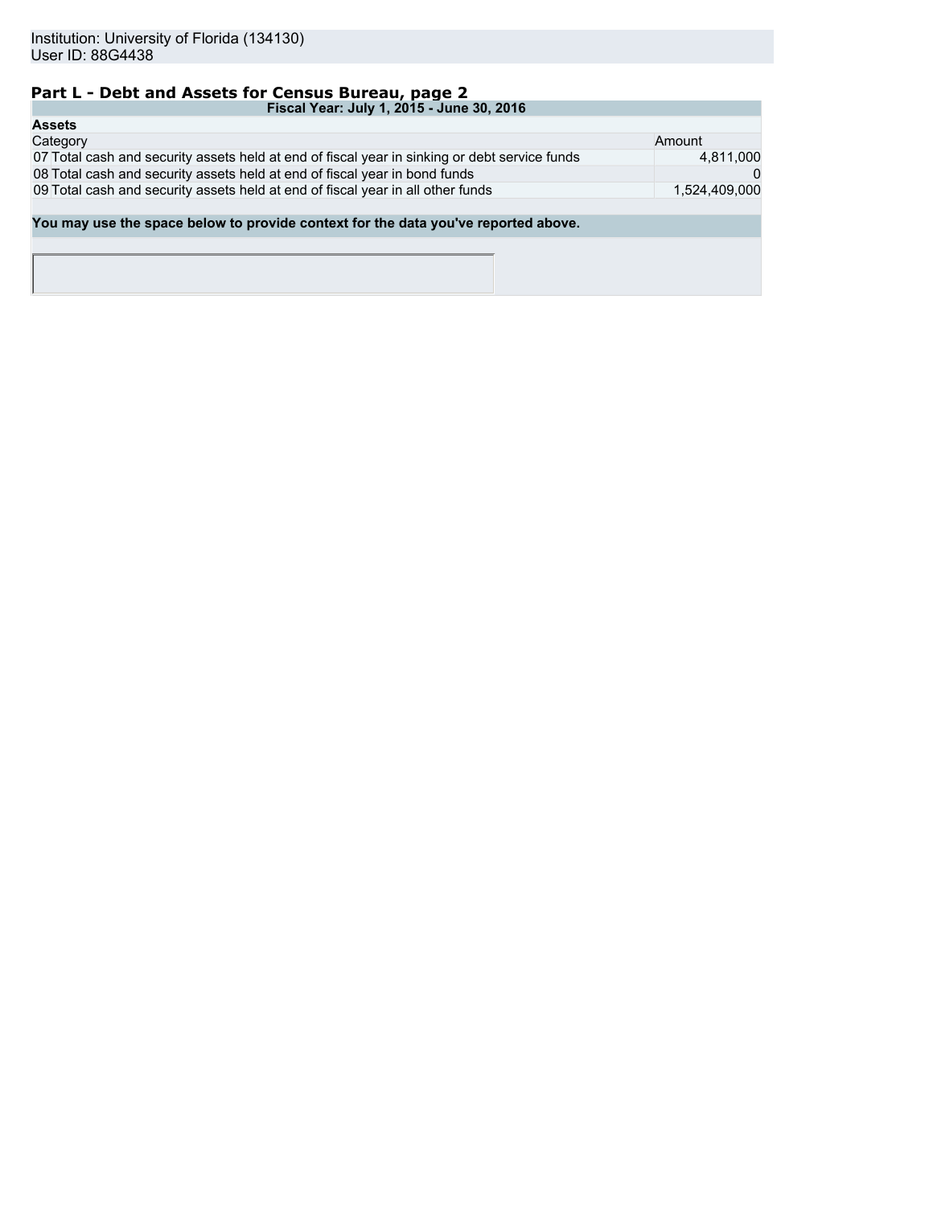Institution: University of Florida (134130)
User ID: 88G4438

## Part L - Debt and Assets for Census Bureau, page 2

| Fiscal Year: July 1, 2015 - June 30, 2016 | | |
|---|---|---|
| **Assets** | | |
| Category | | Amount |
| 07 | Total cash and security assets held at end of fiscal year in sinking or debt service funds | 4,811,000 |
| 08 | Total cash and security assets held at end of fiscal year in bond funds | 0 |
| 09 | Total cash and security assets held at end of fiscal year in all other funds | 1,524,409,000 |

**You may use the space below to provide context for the data you've reported above.**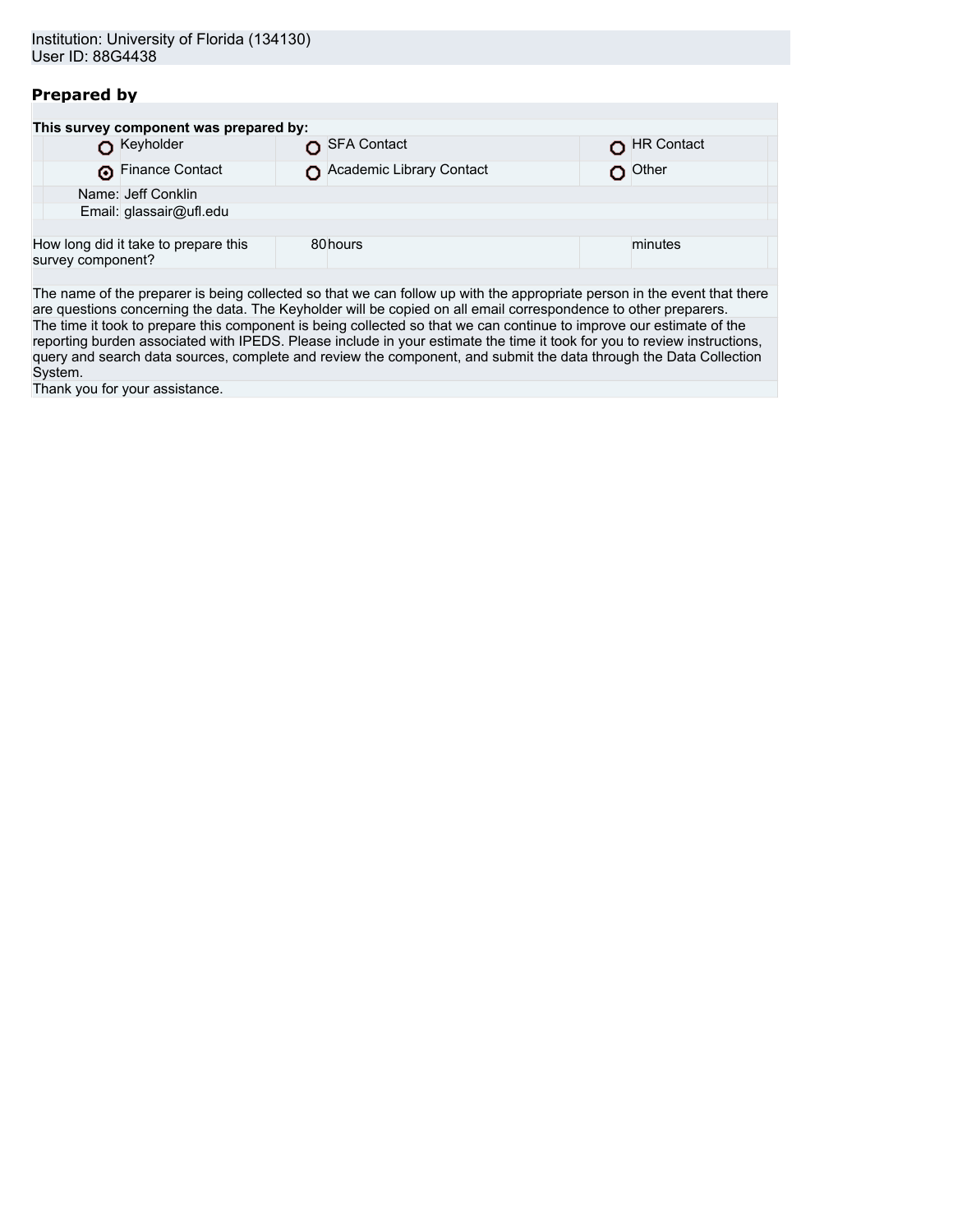Institution: University of Florida (134130)
User ID: 88G4438

## Prepared by

**This survey component was prepared by:**

| | | |
|---|---|---|
| ○ Keyholder | ○ SFA Contact | ○ HR Contact |
| ◉ Finance Contact | ○ Academic Library Contact | ○ Other |

Name: Jeff Conklin
Email: glassair@ufl.edu

| How long did it take to prepare this survey component? | 80 | hours | | minutes |
|---|---|---|---|---|

The name of the preparer is being collected so that we can follow up with the appropriate person in the event that there are questions concerning the data. The Keyholder will be copied on all email correspondence to other preparers.

The time it took to prepare this component is being collected so that we can continue to improve our estimate of the reporting burden associated with IPEDS. Please include in your estimate the time it took for you to review instructions, query and search data sources, complete and review the component, and submit the data through the Data Collection System.

Thank you for your assistance.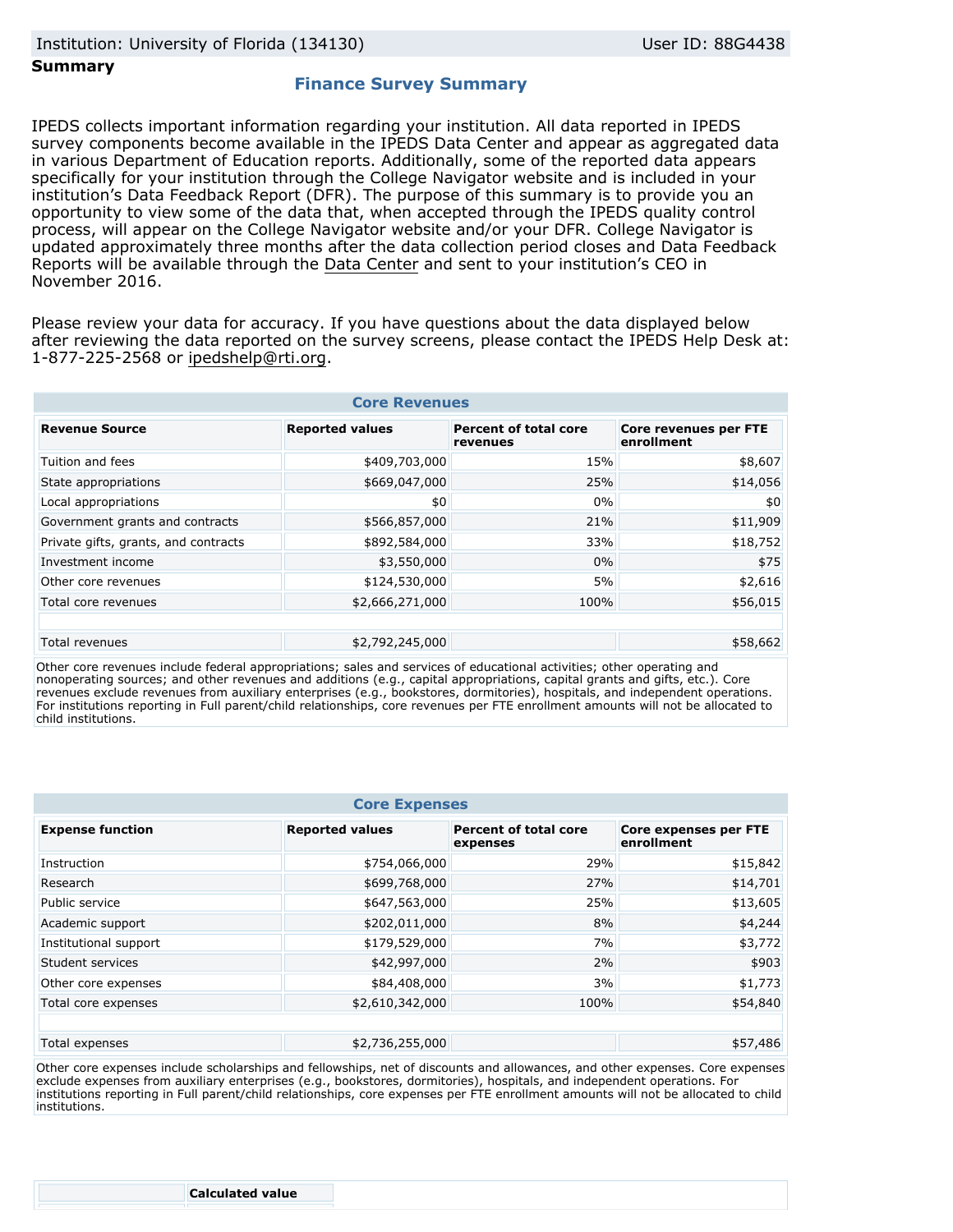Institution: University of Florida (134130) User ID: 88G4438

**Summary**

## Finance Survey Summary

IPEDS collects important information regarding your institution. All data reported in IPEDS survey components become available in the IPEDS Data Center and appear as aggregated data in various Department of Education reports. Additionally, some of the reported data appears specifically for your institution through the College Navigator website and is included in your institution's Data Feedback Report (DFR). The purpose of this summary is to provide you an opportunity to view some of the data that, when accepted through the IPEDS quality control process, will appear on the College Navigator website and/or your DFR. College Navigator is updated approximately three months after the data collection period closes and Data Feedback Reports will be available through the Data Center and sent to your institution's CEO in November 2016.

Please review your data for accuracy. If you have questions about the data displayed below after reviewing the data reported on the survey screens, please contact the IPEDS Help Desk at: 1-877-225-2568 or ipedshelp@rti.org.

### Core Revenues

| Revenue Source | Reported values | Percent of total core revenues | Core revenues per FTE enrollment |
|---|---|---|---|
| Tuition and fees | $409,703,000 | 15% | $8,607 |
| State appropriations | $669,047,000 | 25% | $14,056 |
| Local appropriations | $0 | 0% | $0 |
| Government grants and contracts | $566,857,000 | 21% | $11,909 |
| Private gifts, grants, and contracts | $892,584,000 | 33% | $18,752 |
| Investment income | $3,550,000 | 0% | $75 |
| Other core revenues | $124,530,000 | 5% | $2,616 |
| Total core revenues | $2,666,271,000 | 100% | $56,015 |
| | | | |
| Total revenues | $2,792,245,000 | | $58,662 |

Other core revenues include federal appropriations; sales and services of educational activities; other operating and nonoperating sources; and other revenues and additions (e.g., capital appropriations, capital grants and gifts, etc.). Core revenues exclude revenues from auxiliary enterprises (e.g., bookstores, dormitories), hospitals, and independent operations. For institutions reporting in Full parent/child relationships, core revenues per FTE enrollment amounts will not be allocated to child institutions.

### Core Expenses

| Expense function | Reported values | Percent of total core expenses | Core expenses per FTE enrollment |
|---|---|---|---|
| Instruction | $754,066,000 | 29% | $15,842 |
| Research | $699,768,000 | 27% | $14,701 |
| Public service | $647,563,000 | 25% | $13,605 |
| Academic support | $202,011,000 | 8% | $4,244 |
| Institutional support | $179,529,000 | 7% | $3,772 |
| Student services | $42,997,000 | 2% | $903 |
| Other core expenses | $84,408,000 | 3% | $1,773 |
| Total core expenses | $2,610,342,000 | 100% | $54,840 |
| | | | |
| Total expenses | $2,736,255,000 | | $57,486 |

Other core expenses include scholarships and fellowships, net of discounts and allowances, and other expenses. Core expenses exclude expenses from auxiliary enterprises (e.g., bookstores, dormitories), hospitals, and independent operations. For institutions reporting in Full parent/child relationships, core expenses per FTE enrollment amounts will not be allocated to child institutions.

| | Calculated value |
|---|---|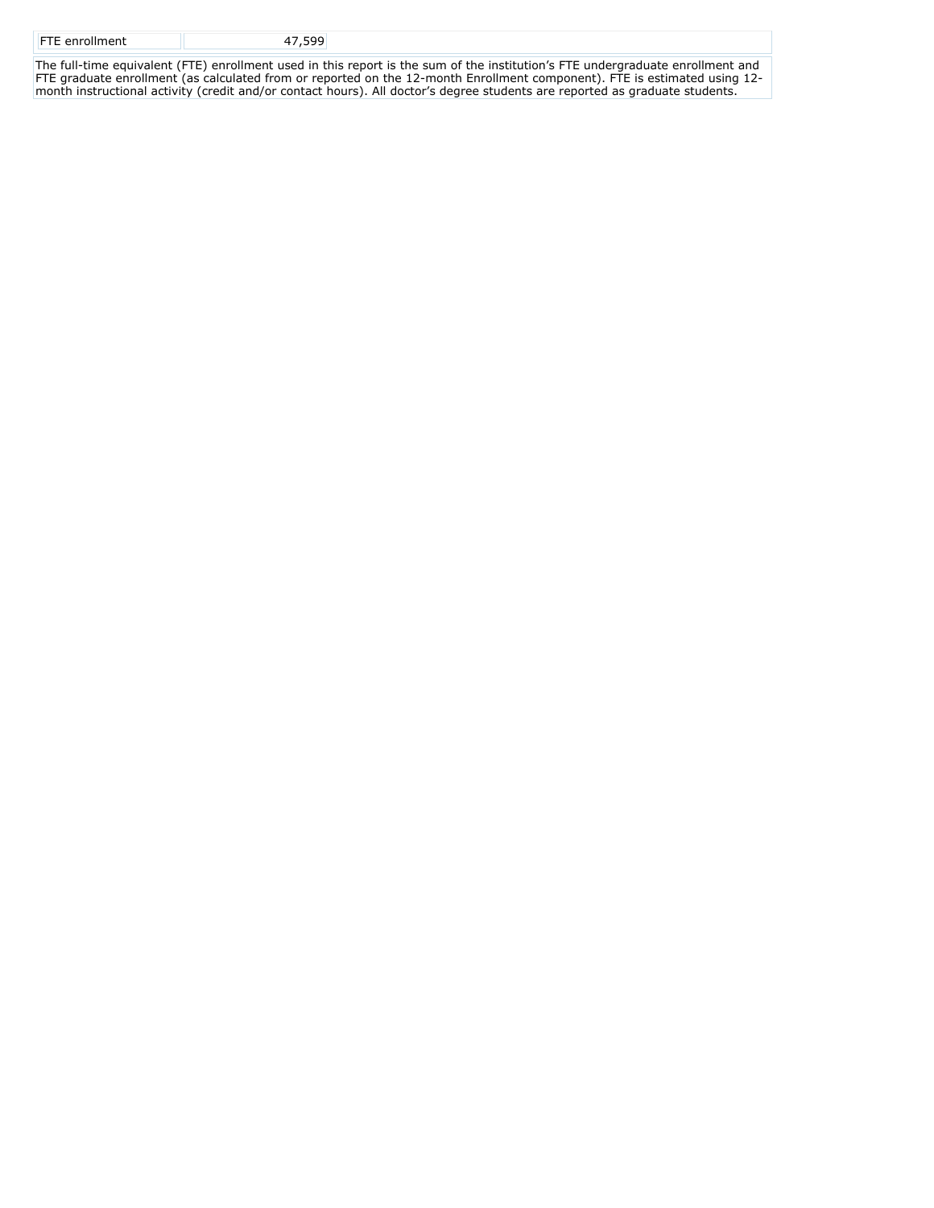| FTE enrollment | 47,599 |
|---|---|

The full-time equivalent (FTE) enrollment used in this report is the sum of the institution's FTE undergraduate enrollment and FTE graduate enrollment (as calculated from or reported on the 12-month Enrollment component). FTE is estimated using 12-month instructional activity (credit and/or contact hours). All doctor's degree students are reported as graduate students.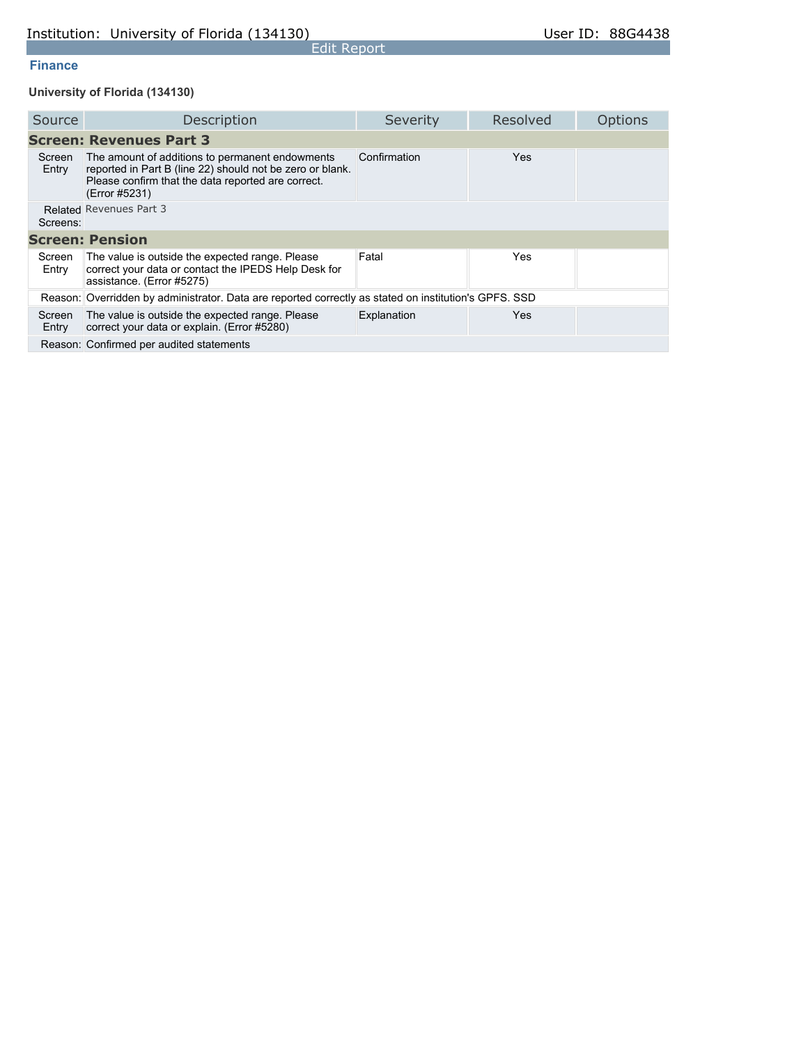Institution: University of Florida (134130) User ID: 88G4438

Edit Report

**Finance**

**University of Florida (134130)**

| Source | Description | Severity | Resolved | Options |
|---|---|---|---|---|
| **Screen: Revenues Part 3** | | | | |
| Screen Entry | The amount of additions to permanent endowments reported in Part B (line 22) should not be zero or blank. Please confirm that the data reported are correct. (Error #5231) | Confirmation | Yes | |
| Related Screens: | Revenues Part 3 | | | |
| **Screen: Pension** | | | | |
| Screen Entry | The value is outside the expected range. Please correct your data or contact the IPEDS Help Desk for assistance. (Error #5275) | Fatal | Yes | |
| Reason: | Overridden by administrator. Data are reported correctly as stated on institution's GPFS. SSD | | | |
| Screen Entry | The value is outside the expected range. Please correct your data or explain. (Error #5280) | Explanation | Yes | |
| Reason: | Confirmed per audited statements | | | |